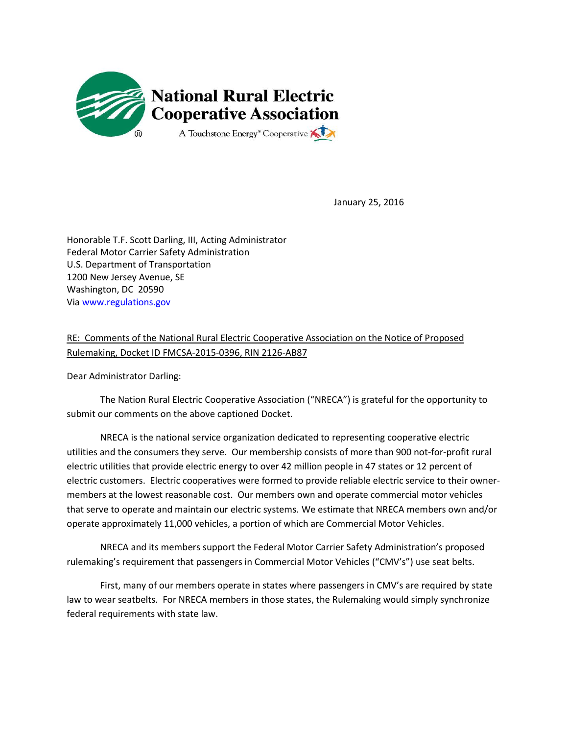**National Rural Electric Cooperative Association**

A Touchstone Energy® Cooperative

January 25, 2016

Honorable T.F. Scott Darling, III, Acting Administrator
Federal Motor Carrier Safety Administration
U.S. Department of Transportation
1200 New Jersey Avenue, SE
Washington, DC 20590
Via www.regulations.gov

RE: Comments of the National Rural Electric Cooperative Association on the Notice of Proposed Rulemaking, Docket ID FMCSA-2015-0396, RIN 2126-AB87

Dear Administrator Darling:

The Nation Rural Electric Cooperative Association ("NRECA") is grateful for the opportunity to submit our comments on the above captioned Docket.

NRECA is the national service organization dedicated to representing cooperative electric utilities and the consumers they serve. Our membership consists of more than 900 not-for-profit rural electric utilities that provide electric energy to over 42 million people in 47 states or 12 percent of electric customers. Electric cooperatives were formed to provide reliable electric service to their owner-members at the lowest reasonable cost. Our members own and operate commercial motor vehicles that serve to operate and maintain our electric systems. We estimate that NRECA members own and/or operate approximately 11,000 vehicles, a portion of which are Commercial Motor Vehicles.

NRECA and its members support the Federal Motor Carrier Safety Administration's proposed rulemaking's requirement that passengers in Commercial Motor Vehicles ("CMV's") use seat belts.

First, many of our members operate in states where passengers in CMV's are required by state law to wear seatbelts. For NRECA members in those states, the Rulemaking would simply synchronize federal requirements with state law.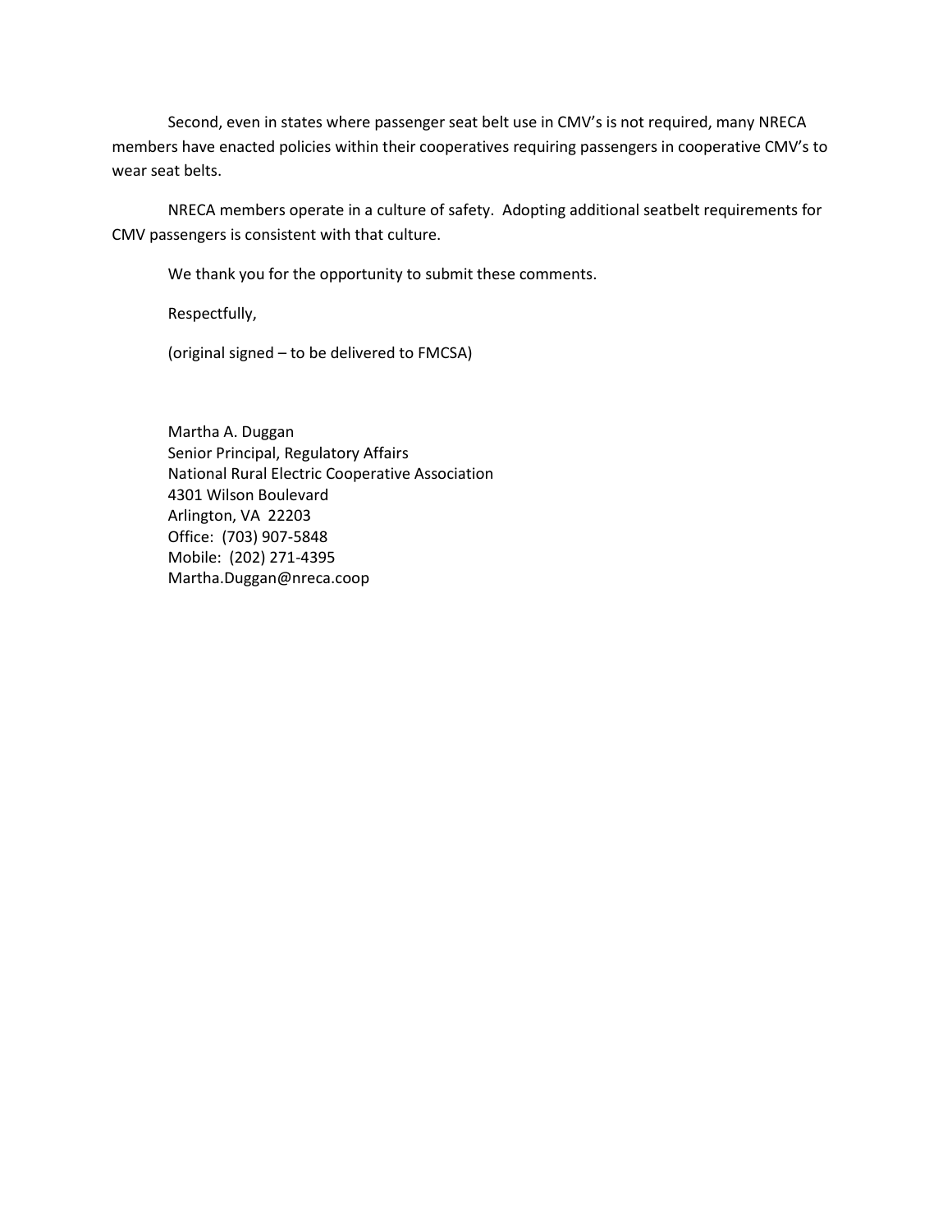Second, even in states where passenger seat belt use in CMV's is not required, many NRECA members have enacted policies within their cooperatives requiring passengers in cooperative CMV's to wear seat belts.

NRECA members operate in a culture of safety. Adopting additional seatbelt requirements for CMV passengers is consistent with that culture.

We thank you for the opportunity to submit these comments.

Respectfully,

(original signed – to be delivered to FMCSA)

Martha A. Duggan  
Senior Principal, Regulatory Affairs  
National Rural Electric Cooperative Association  
4301 Wilson Boulevard  
Arlington, VA 22203  
Office: (703) 907-5848  
Mobile: (202) 271-4395  
Martha.Duggan@nreca.coop